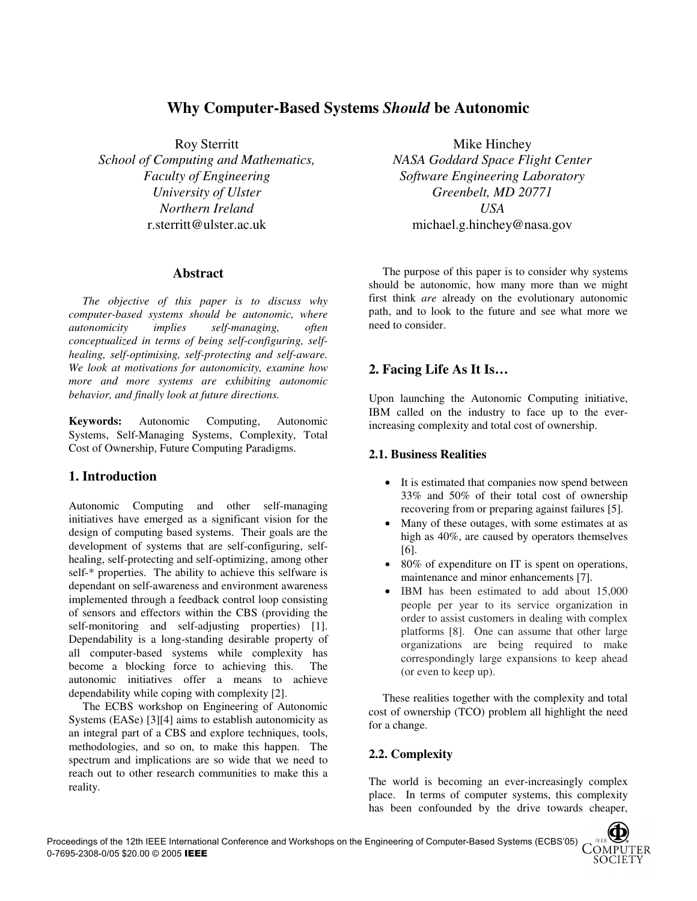# Why Computer-Based Systems *Should* be Autonomic

Roy Sterritt
*School of Computing and Mathematics,*
*Faculty of Engineering*
*University of Ulster*
*Northern Ireland*
r.sterritt@ulster.ac.uk

Mike Hinchey
*NASA Goddard Space Flight Center*
*Software Engineering Laboratory*
*Greenbelt, MD 20771*
*USA*
michael.g.hinchey@nasa.gov

## Abstract

*The objective of this paper is to discuss why computer-based systems should be autonomic, where autonomicity implies self-managing, often conceptualized in terms of being self-configuring, self-healing, self-optimising, self-protecting and self-aware. We look at motivations for autonomicity, examine how more and more systems are exhibiting autonomic behavior, and finally look at future directions.*

**Keywords:** Autonomic Computing, Autonomic Systems, Self-Managing Systems, Complexity, Total Cost of Ownership, Future Computing Paradigms.

## 1. Introduction

Autonomic Computing and other self-managing initiatives have emerged as a significant vision for the design of computing based systems. Their goals are the development of systems that are self-configuring, self-healing, self-protecting and self-optimizing, among other self-* properties. The ability to achieve this selfware is dependant on self-awareness and environment awareness implemented through a feedback control loop consisting of sensors and effectors within the CBS (providing the self-monitoring and self-adjusting properties) [1]. Dependability is a long-standing desirable property of all computer-based systems while complexity has become a blocking force to achieving this. The autonomic initiatives offer a means to achieve dependability while coping with complexity [2].

The ECBS workshop on Engineering of Autonomic Systems (EASe) [3][4] aims to establish autonomicity as an integral part of a CBS and explore techniques, tools, methodologies, and so on, to make this happen. The spectrum and implications are so wide that we need to reach out to other research communities to make this a reality.

The purpose of this paper is to consider why systems should be autonomic, how many more than we might first think *are* already on the evolutionary autonomic path, and to look to the future and see what more we need to consider.

## 2. Facing Life As It Is…

Upon launching the Autonomic Computing initiative, IBM called on the industry to face up to the ever-increasing complexity and total cost of ownership.

### 2.1. Business Realities

- It is estimated that companies now spend between 33% and 50% of their total cost of ownership recovering from or preparing against failures [5].
- Many of these outages, with some estimates at as high as 40%, are caused by operators themselves [6].
- 80% of expenditure on IT is spent on operations, maintenance and minor enhancements [7].
- IBM has been estimated to add about 15,000 people per year to its service organization in order to assist customers in dealing with complex platforms [8]. One can assume that other large organizations are being required to make correspondingly large expansions to keep ahead (or even to keep up).

These realities together with the complexity and total cost of ownership (TCO) problem all highlight the need for a change.

### 2.2. Complexity

The world is becoming an ever-increasingly complex place. In terms of computer systems, this complexity has been confounded by the drive towards cheaper,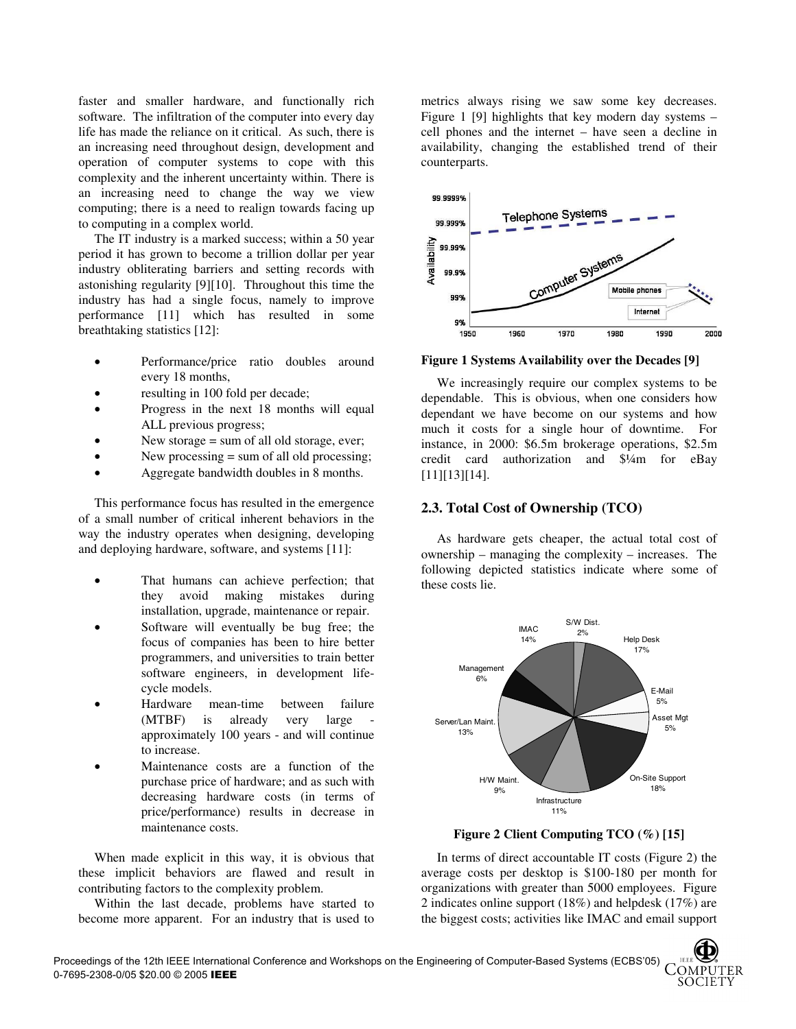faster and smaller hardware, and functionally rich software. The infiltration of the computer into every day life has made the reliance on it critical. As such, there is an increasing need throughout design, development and operation of computer systems to cope with this complexity and the inherent uncertainty within. There is an increasing need to change the way we view computing; there is a need to realign towards facing up to computing in a complex world.

The IT industry is a marked success; within a 50 year period it has grown to become a trillion dollar per year industry obliterating barriers and setting records with astonishing regularity [9][10]. Throughout this time the industry has had a single focus, namely to improve performance [11] which has resulted in some breathtaking statistics [12]:

- Performance/price ratio doubles around every 18 months,
- resulting in 100 fold per decade;
- Progress in the next 18 months will equal ALL previous progress;
- New storage = sum of all old storage, ever;
- New processing = sum of all old processing;
- Aggregate bandwidth doubles in 8 months.

This performance focus has resulted in the emergence of a small number of critical inherent behaviors in the way the industry operates when designing, developing and deploying hardware, software, and systems [11]:

- That humans can achieve perfection; that they avoid making mistakes during installation, upgrade, maintenance or repair.
- Software will eventually be bug free; the focus of companies has been to hire better programmers, and universities to train better software engineers, in development life-cycle models.
- Hardware mean-time between failure (MTBF) is already very large - approximately 100 years - and will continue to increase.
- Maintenance costs are a function of the purchase price of hardware; and as such with decreasing hardware costs (in terms of price/performance) results in decrease in maintenance costs.

When made explicit in this way, it is obvious that these implicit behaviors are flawed and result in contributing factors to the complexity problem.

Within the last decade, problems have started to become more apparent. For an industry that is used to metrics always rising we saw some key decreases. Figure 1 [9] highlights that key modern day systems – cell phones and the internet – have seen a decline in availability, changing the established trend of their counterparts.

**Figure 1 Systems Availability over the Decades [9]**

We increasingly require our complex systems to be dependable. This is obvious, when one considers how dependant we have become on our systems and how much it costs for a single hour of downtime. For instance, in 2000: $6.5m brokerage operations, $2.5m credit card authorization and $¼m for eBay [11][13][14].

## 2.3. Total Cost of Ownership (TCO)

As hardware gets cheaper, the actual total cost of ownership – managing the complexity – increases. The following depicted statistics indicate where some of these costs lie.

**Figure 2 Client Computing TCO (%) [15]**

In terms of direct accountable IT costs (Figure 2) the average costs per desktop is $100-180 per month for organizations with greater than 5000 employees. Figure 2 indicates online support (18%) and helpdesk (17%) are the biggest costs; activities like IMAC and email support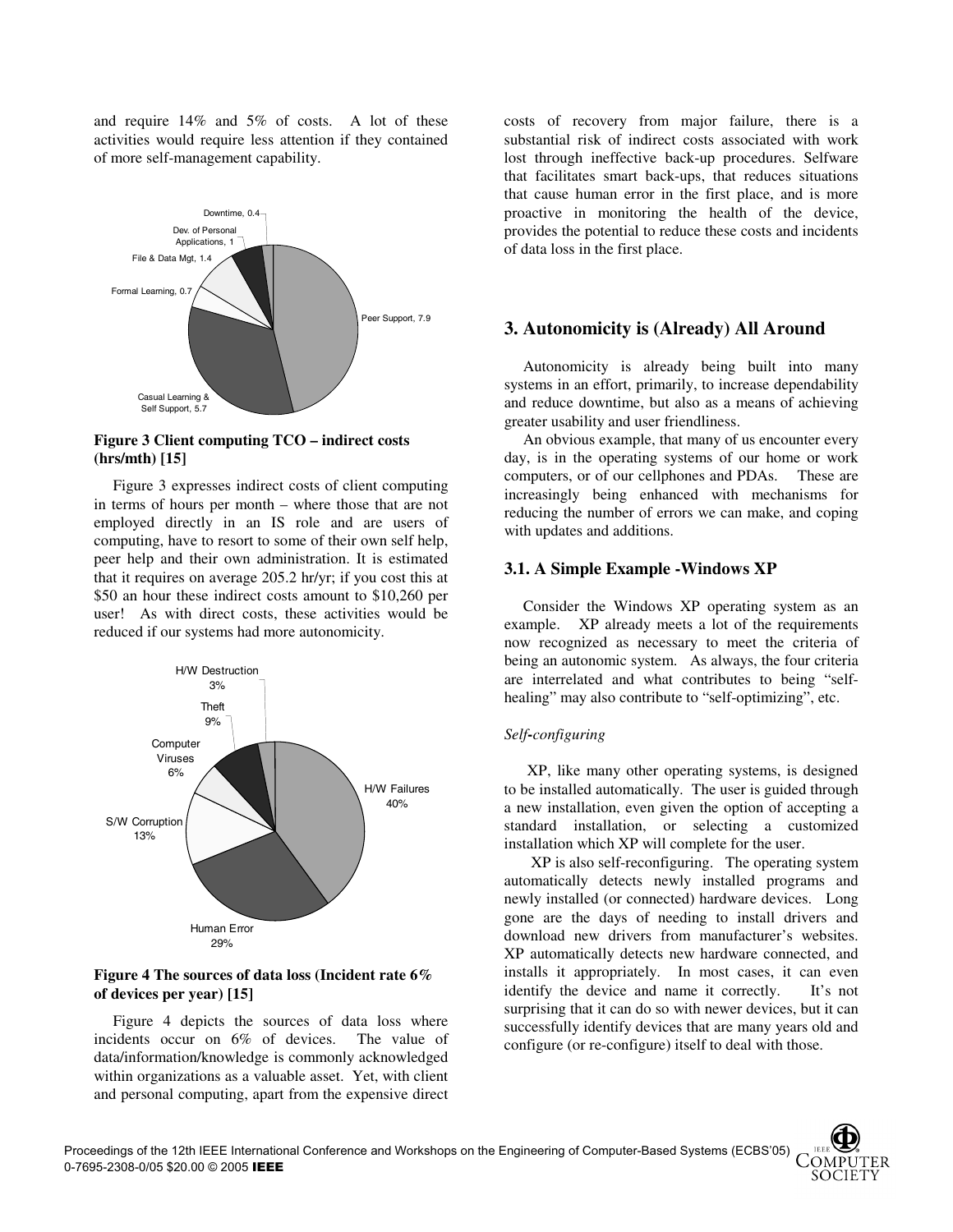and require 14% and 5% of costs. A lot of these activities would require less attention if they contained of more self-management capability.

**Figure 3 Client computing TCO – indirect costs (hrs/mth) [15]**

Figure 3 expresses indirect costs of client computing in terms of hours per month – where those that are not employed directly in an IS role and are users of computing, have to resort to some of their own self help, peer help and their own administration. It is estimated that it requires on average 205.2 hr/yr; if you cost this at $50 an hour these indirect costs amount to $10,260 per user! As with direct costs, these activities would be reduced if our systems had more autonomicity.

**Figure 4 The sources of data loss (Incident rate 6% of devices per year) [15]**

Figure 4 depicts the sources of data loss where incidents occur on 6% of devices. The value of data/information/knowledge is commonly acknowledged within organizations as a valuable asset. Yet, with client and personal computing, apart from the expensive direct costs of recovery from major failure, there is a substantial risk of indirect costs associated with work lost through ineffective back-up procedures. Selfware that facilitates smart back-ups, that reduces situations that cause human error in the first place, and is more proactive in monitoring the health of the device, provides the potential to reduce these costs and incidents of data loss in the first place.

## 3. Autonomicity is (Already) All Around

Autonomicity is already being built into many systems in an effort, primarily, to increase dependability and reduce downtime, but also as a means of achieving greater usability and user friendliness.

An obvious example, that many of us encounter every day, is in the operating systems of our home or work computers, or of our cellphones and PDAs. These are increasingly being enhanced with mechanisms for reducing the number of errors we can make, and coping with updates and additions.

### 3.1. A Simple Example -Windows XP

Consider the Windows XP operating system as an example. XP already meets a lot of the requirements now recognized as necessary to meet the criteria of being an autonomic system. As always, the four criteria are interrelated and what contributes to being "self-healing" may also contribute to "self-optimizing", etc.

*Self-configuring*

XP, like many other operating systems, is designed to be installed automatically. The user is guided through a new installation, even given the option of accepting a standard installation, or selecting a customized installation which XP will complete for the user.

XP is also self-reconfiguring. The operating system automatically detects newly installed programs and newly installed (or connected) hardware devices. Long gone are the days of needing to install drivers and download new drivers from manufacturer's websites. XP automatically detects new hardware connected, and installs it appropriately. In most cases, it can even identify the device and name it correctly. It's not surprising that it can do so with newer devices, but it can successfully identify devices that are many years old and configure (or re-configure) itself to deal with those.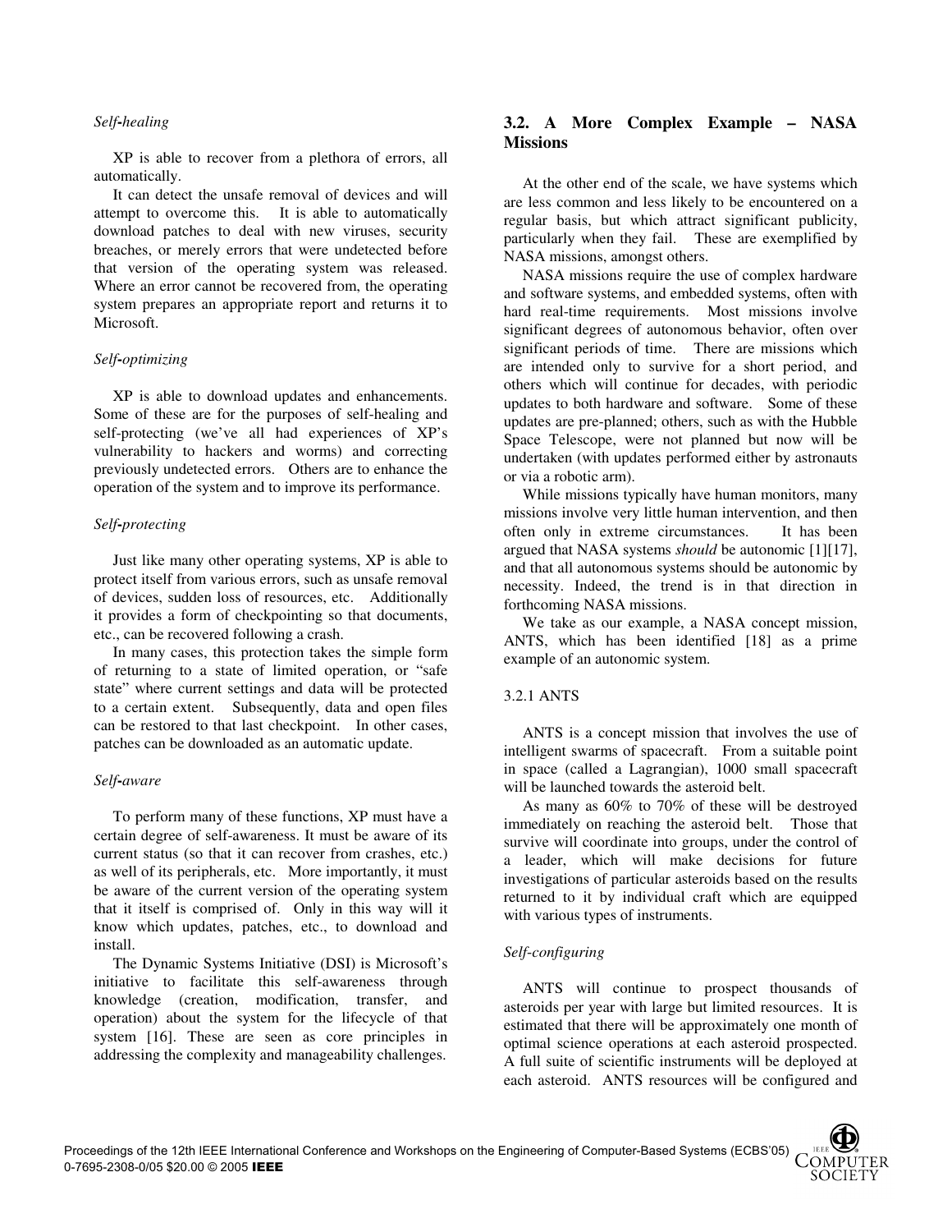*Self-healing*

XP is able to recover from a plethora of errors, all automatically.

It can detect the unsafe removal of devices and will attempt to overcome this. It is able to automatically download patches to deal with new viruses, security breaches, or merely errors that were undetected before that version of the operating system was released. Where an error cannot be recovered from, the operating system prepares an appropriate report and returns it to Microsoft.

*Self-optimizing*

XP is able to download updates and enhancements. Some of these are for the purposes of self-healing and self-protecting (we've all had experiences of XP's vulnerability to hackers and worms) and correcting previously undetected errors. Others are to enhance the operation of the system and to improve its performance.

*Self-protecting*

Just like many other operating systems, XP is able to protect itself from various errors, such as unsafe removal of devices, sudden loss of resources, etc. Additionally it provides a form of checkpointing so that documents, etc., can be recovered following a crash.

In many cases, this protection takes the simple form of returning to a state of limited operation, or "safe state" where current settings and data will be protected to a certain extent. Subsequently, data and open files can be restored to that last checkpoint. In other cases, patches can be downloaded as an automatic update.

*Self-aware*

To perform many of these functions, XP must have a certain degree of self-awareness. It must be aware of its current status (so that it can recover from crashes, etc.) as well of its peripherals, etc. More importantly, it must be aware of the current version of the operating system that it itself is comprised of. Only in this way will it know which updates, patches, etc., to download and install.

The Dynamic Systems Initiative (DSI) is Microsoft's initiative to facilitate this self-awareness through knowledge (creation, modification, transfer, and operation) about the system for the lifecycle of that system [16]. These are seen as core principles in addressing the complexity and manageability challenges.

### 3.2. A More Complex Example – NASA Missions

At the other end of the scale, we have systems which are less common and less likely to be encountered on a regular basis, but which attract significant publicity, particularly when they fail. These are exemplified by NASA missions, amongst others.

NASA missions require the use of complex hardware and software systems, and embedded systems, often with hard real-time requirements. Most missions involve significant degrees of autonomous behavior, often over significant periods of time. There are missions which are intended only to survive for a short period, and others which will continue for decades, with periodic updates to both hardware and software. Some of these updates are pre-planned; others, such as with the Hubble Space Telescope, were not planned but now will be undertaken (with updates performed either by astronauts or via a robotic arm).

While missions typically have human monitors, many missions involve very little human intervention, and then often only in extreme circumstances. It has been argued that NASA systems *should* be autonomic [1][17], and that all autonomous systems should be autonomic by necessity. Indeed, the trend is in that direction in forthcoming NASA missions.

We take as our example, a NASA concept mission, ANTS, which has been identified [18] as a prime example of an autonomic system.

#### 3.2.1 ANTS

ANTS is a concept mission that involves the use of intelligent swarms of spacecraft. From a suitable point in space (called a Lagrangian), 1000 small spacecraft will be launched towards the asteroid belt.

As many as 60% to 70% of these will be destroyed immediately on reaching the asteroid belt. Those that survive will coordinate into groups, under the control of a leader, which will make decisions for future investigations of particular asteroids based on the results returned to it by individual craft which are equipped with various types of instruments.

*Self-configuring*

ANTS will continue to prospect thousands of asteroids per year with large but limited resources. It is estimated that there will be approximately one month of optimal science operations at each asteroid prospected. A full suite of scientific instruments will be deployed at each asteroid. ANTS resources will be configured and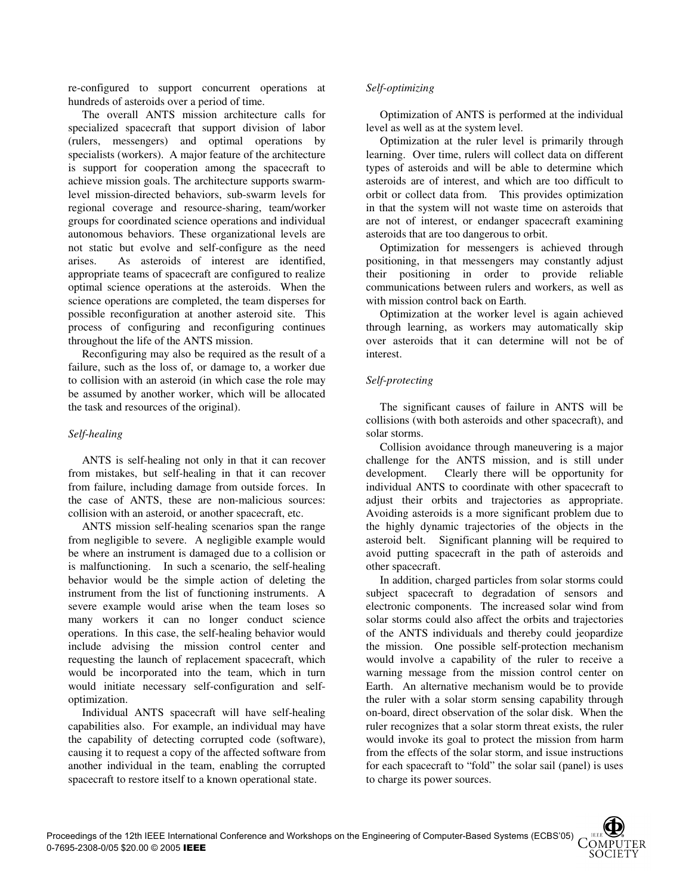re-configured to support concurrent operations at hundreds of asteroids over a period of time.

The overall ANTS mission architecture calls for specialized spacecraft that support division of labor (rulers, messengers) and optimal operations by specialists (workers). A major feature of the architecture is support for cooperation among the spacecraft to achieve mission goals. The architecture supports swarm-level mission-directed behaviors, sub-swarm levels for regional coverage and resource-sharing, team/worker groups for coordinated science operations and individual autonomous behaviors. These organizational levels are not static but evolve and self-configure as the need arises. As asteroids of interest are identified, appropriate teams of spacecraft are configured to realize optimal science operations at the asteroids. When the science operations are completed, the team disperses for possible reconfiguration at another asteroid site. This process of configuring and reconfiguring continues throughout the life of the ANTS mission.

Reconfiguring may also be required as the result of a failure, such as the loss of, or damage to, a worker due to collision with an asteroid (in which case the role may be assumed by another worker, which will be allocated the task and resources of the original).

*Self-healing*

ANTS is self-healing not only in that it can recover from mistakes, but self-healing in that it can recover from failure, including damage from outside forces. In the case of ANTS, these are non-malicious sources: collision with an asteroid, or another spacecraft, etc.

ANTS mission self-healing scenarios span the range from negligible to severe. A negligible example would be where an instrument is damaged due to a collision or is malfunctioning. In such a scenario, the self-healing behavior would be the simple action of deleting the instrument from the list of functioning instruments. A severe example would arise when the team loses so many workers it can no longer conduct science operations. In this case, the self-healing behavior would include advising the mission control center and requesting the launch of replacement spacecraft, which would be incorporated into the team, which in turn would initiate necessary self-configuration and self-optimization.

Individual ANTS spacecraft will have self-healing capabilities also. For example, an individual may have the capability of detecting corrupted code (software), causing it to request a copy of the affected software from another individual in the team, enabling the corrupted spacecraft to restore itself to a known operational state.

*Self-optimizing*

Optimization of ANTS is performed at the individual level as well as at the system level.

Optimization at the ruler level is primarily through learning. Over time, rulers will collect data on different types of asteroids and will be able to determine which asteroids are of interest, and which are too difficult to orbit or collect data from. This provides optimization in that the system will not waste time on asteroids that are not of interest, or endanger spacecraft examining asteroids that are too dangerous to orbit.

Optimization for messengers is achieved through positioning, in that messengers may constantly adjust their positioning in order to provide reliable communications between rulers and workers, as well as with mission control back on Earth.

Optimization at the worker level is again achieved through learning, as workers may automatically skip over asteroids that it can determine will not be of interest.

*Self-protecting*

The significant causes of failure in ANTS will be collisions (with both asteroids and other spacecraft), and solar storms.

Collision avoidance through maneuvering is a major challenge for the ANTS mission, and is still under development. Clearly there will be opportunity for individual ANTS to coordinate with other spacecraft to adjust their orbits and trajectories as appropriate. Avoiding asteroids is a more significant problem due to the highly dynamic trajectories of the objects in the asteroid belt. Significant planning will be required to avoid putting spacecraft in the path of asteroids and other spacecraft.

In addition, charged particles from solar storms could subject spacecraft to degradation of sensors and electronic components. The increased solar wind from solar storms could also affect the orbits and trajectories of the ANTS individuals and thereby could jeopardize the mission. One possible self-protection mechanism would involve a capability of the ruler to receive a warning message from the mission control center on Earth. An alternative mechanism would be to provide the ruler with a solar storm sensing capability through on-board, direct observation of the solar disk. When the ruler recognizes that a solar storm threat exists, the ruler would invoke its goal to protect the mission from harm from the effects of the solar storm, and issue instructions for each spacecraft to "fold" the solar sail (panel) is uses to charge its power sources.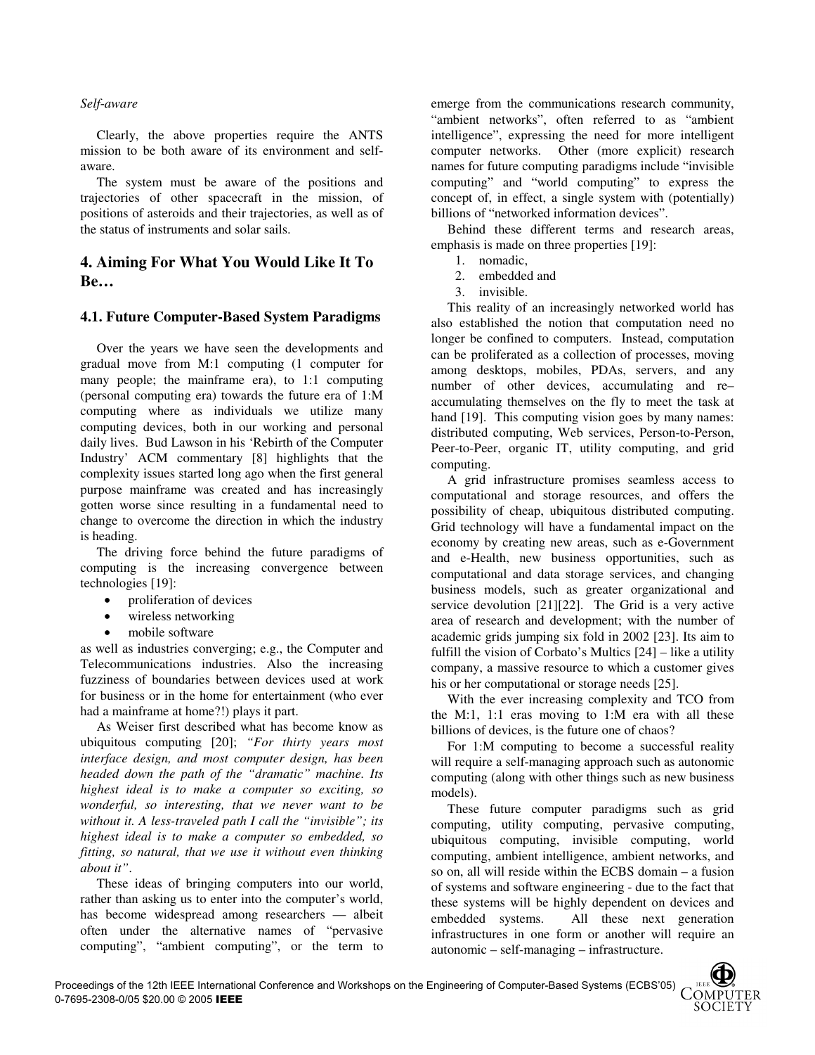*Self-aware*

Clearly, the above properties require the ANTS mission to be both aware of its environment and self-aware.

The system must be aware of the positions and trajectories of other spacecraft in the mission, of positions of asteroids and their trajectories, as well as of the status of instruments and solar sails.

## 4. Aiming For What You Would Like It To Be…

### 4.1. Future Computer-Based System Paradigms

Over the years we have seen the developments and gradual move from M:1 computing (1 computer for many people; the mainframe era), to 1:1 computing (personal computing era) towards the future era of 1:M computing where as individuals we utilize many computing devices, both in our working and personal daily lives. Bud Lawson in his 'Rebirth of the Computer Industry' ACM commentary [8] highlights that the complexity issues started long ago when the first general purpose mainframe was created and has increasingly gotten worse since resulting in a fundamental need to change to overcome the direction in which the industry is heading.

The driving force behind the future paradigms of computing is the increasing convergence between technologies [19]:

- proliferation of devices
- wireless networking
- mobile software

as well as industries converging; e.g., the Computer and Telecommunications industries. Also the increasing fuzziness of boundaries between devices used at work for business or in the home for entertainment (who ever had a mainframe at home?!) plays it part.

As Weiser first described what has become know as ubiquitous computing [20]; *"For thirty years most interface design, and most computer design, has been headed down the path of the "dramatic" machine. Its highest ideal is to make a computer so exciting, so wonderful, so interesting, that we never want to be without it. A less-traveled path I call the "invisible"; its highest ideal is to make a computer so embedded, so fitting, so natural, that we use it without even thinking about it"*.

These ideas of bringing computers into our world, rather than asking us to enter into the computer's world, has become widespread among researchers — albeit often under the alternative names of "pervasive computing", "ambient computing", or the term to emerge from the communications research community, "ambient networks", often referred to as "ambient intelligence", expressing the need for more intelligent computer networks. Other (more explicit) research names for future computing paradigms include "invisible computing" and "world computing" to express the concept of, in effect, a single system with (potentially) billions of "networked information devices".

Behind these different terms and research areas, emphasis is made on three properties [19]:

1. nomadic,
2. embedded and
3. invisible.

This reality of an increasingly networked world has also established the notion that computation need no longer be confined to computers. Instead, computation can be proliferated as a collection of processes, moving among desktops, mobiles, PDAs, servers, and any number of other devices, accumulating and re–accumulating themselves on the fly to meet the task at hand [19]. This computing vision goes by many names: distributed computing, Web services, Person-to-Person, Peer-to-Peer, organic IT, utility computing, and grid computing.

A grid infrastructure promises seamless access to computational and storage resources, and offers the possibility of cheap, ubiquitous distributed computing. Grid technology will have a fundamental impact on the economy by creating new areas, such as e-Government and e-Health, new business opportunities, such as computational and data storage services, and changing business models, such as greater organizational and service devolution [21][22]. The Grid is a very active area of research and development; with the number of academic grids jumping six fold in 2002 [23]. Its aim to fulfill the vision of Corbato's Multics [24] – like a utility company, a massive resource to which a customer gives his or her computational or storage needs [25].

With the ever increasing complexity and TCO from the M:1, 1:1 eras moving to 1:M era with all these billions of devices, is the future one of chaos?

For 1:M computing to become a successful reality will require a self-managing approach such as autonomic computing (along with other things such as new business models).

These future computer paradigms such as grid computing, utility computing, pervasive computing, ubiquitous computing, invisible computing, world computing, ambient intelligence, ambient networks, and so on, all will reside within the ECBS domain – a fusion of systems and software engineering - due to the fact that these systems will be highly dependent on devices and embedded systems. All these next generation infrastructures in one form or another will require an autonomic – self-managing – infrastructure.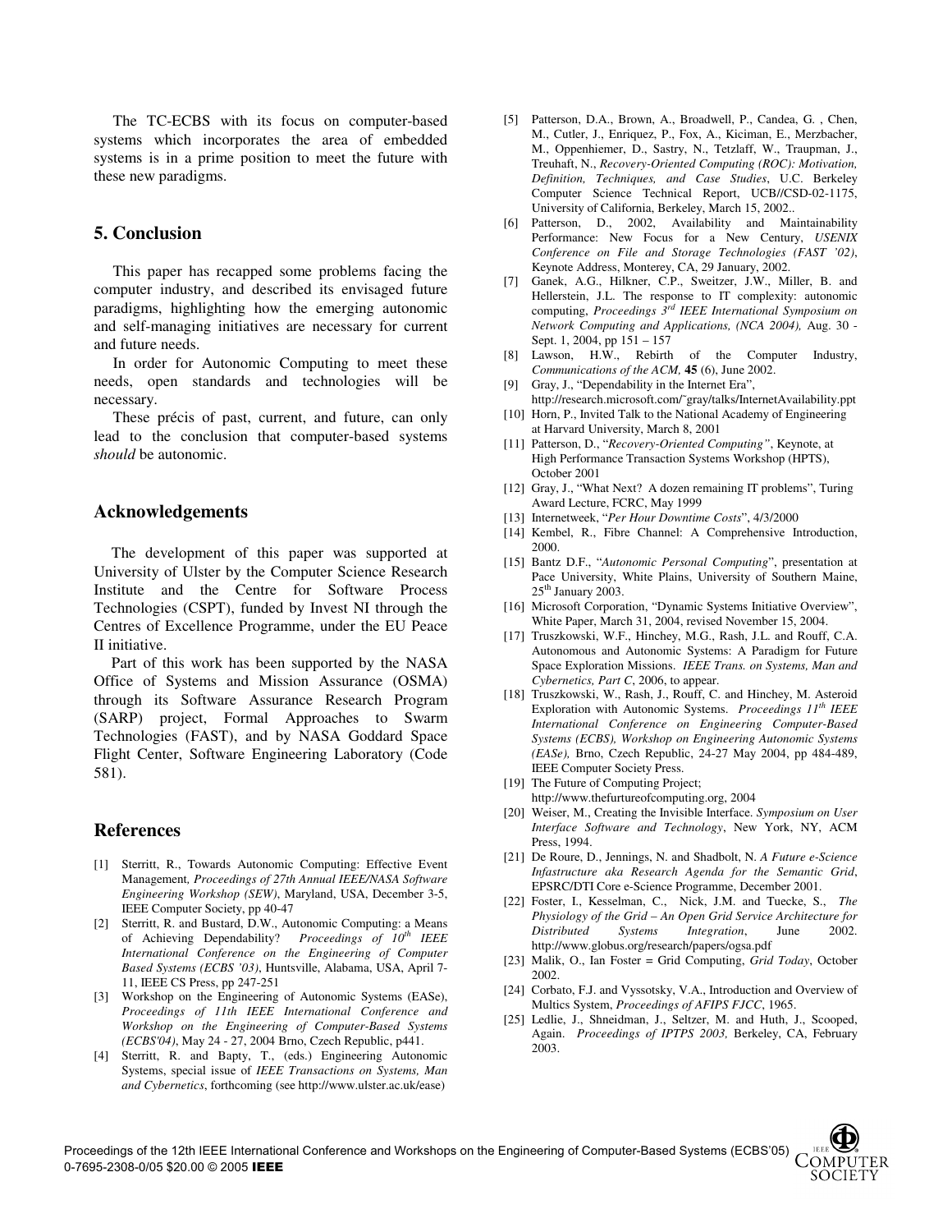The TC-ECBS with its focus on computer-based systems which incorporates the area of embedded systems is in a prime position to meet the future with these new paradigms.

## 5. Conclusion

This paper has recapped some problems facing the computer industry, and described its envisaged future paradigms, highlighting how the emerging autonomic and self-managing initiatives are necessary for current and future needs.

In order for Autonomic Computing to meet these needs, open standards and technologies will be necessary.

These précis of past, current, and future, can only lead to the conclusion that computer-based systems *should* be autonomic.

## Acknowledgements

The development of this paper was supported at University of Ulster by the Computer Science Research Institute and the Centre for Software Process Technologies (CSPT), funded by Invest NI through the Centres of Excellence Programme, under the EU Peace II initiative.

Part of this work has been supported by the NASA Office of Systems and Mission Assurance (OSMA) through its Software Assurance Research Program (SARP) project, Formal Approaches to Swarm Technologies (FAST), and by NASA Goddard Space Flight Center, Software Engineering Laboratory (Code 581).

## References

[1] Sterritt, R., Towards Autonomic Computing: Effective Event Management, *Proceedings of 27th Annual IEEE/NASA Software Engineering Workshop (SEW)*, Maryland, USA, December 3-5, IEEE Computer Society, pp 40-47

[2] Sterritt, R. and Bustard, D.W., Autonomic Computing: a Means of Achieving Dependability? *Proceedings of 10th IEEE International Conference on the Engineering of Computer Based Systems (ECBS '03)*, Huntsville, Alabama, USA, April 7-11, IEEE CS Press, pp 247-251

[3] Workshop on the Engineering of Autonomic Systems (EASe), *Proceedings of 11th IEEE International Conference and Workshop on the Engineering of Computer-Based Systems (ECBS'04)*, May 24 - 27, 2004 Brno, Czech Republic, p441.

[4] Sterritt, R. and Bapty, T., (eds.) Engineering Autonomic Systems, special issue of *IEEE Transactions on Systems, Man and Cybernetics*, forthcoming (see http://www.ulster.ac.uk/ease)

[5] Patterson, D.A., Brown, A., Broadwell, P., Candea, G. , Chen, M., Cutler, J., Enriquez, P., Fox, A., Kiciman, E., Merzbacher, M., Oppenhiemer, D., Sastry, N., Tetzlaff, W., Traupman, J., Treuhaft, N., *Recovery-Oriented Computing (ROC): Motivation, Definition, Techniques, and Case Studies*, U.C. Berkeley Computer Science Technical Report, UCB//CSD-02-1175, University of California, Berkeley, March 15, 2002..

[6] Patterson, D., 2002, Availability and Maintainability Performance: New Focus for a New Century, *USENIX Conference on File and Storage Technologies (FAST '02)*, Keynote Address, Monterey, CA, 29 January, 2002.

[7] Ganek, A.G., Hilkner, C.P., Sweitzer, J.W., Miller, B. and Hellerstein, J.L. The response to IT complexity: autonomic computing, *Proceedings 3rd IEEE International Symposium on Network Computing and Applications, (NCA 2004),* Aug. 30 - Sept. 1, 2004, pp 151 – 157

[8] Lawson, H.W., Rebirth of the Computer Industry, *Communications of the ACM,* **45** (6), June 2002.

[9] Gray, J., "Dependability in the Internet Era", http://research.microsoft.com/~gray/talks/InternetAvailability.ppt

[10] Horn, P., Invited Talk to the National Academy of Engineering at Harvard University, March 8, 2001

[11] Patterson, D., "*Recovery-Oriented Computing"*, Keynote, at High Performance Transaction Systems Workshop (HPTS), October 2001

[12] Gray, J., "What Next? A dozen remaining IT problems", Turing Award Lecture, FCRC, May 1999

[13] Internetweek, "*Per Hour Downtime Costs*", 4/3/2000

[14] Kembel, R., Fibre Channel: A Comprehensive Introduction, 2000.

[15] Bantz D.F., "*Autonomic Personal Computing*", presentation at Pace University, White Plains, University of Southern Maine, 25th January 2003.

[16] Microsoft Corporation, "Dynamic Systems Initiative Overview", White Paper, March 31, 2004, revised November 15, 2004.

[17] Truszkowski, W.F., Hinchey, M.G., Rash, J.L. and Rouff, C.A. Autonomous and Autonomic Systems: A Paradigm for Future Space Exploration Missions. *IEEE Trans. on Systems, Man and Cybernetics, Part C*, 2006, to appear.

[18] Truszkowski, W., Rash, J., Rouff, C. and Hinchey, M. Asteroid Exploration with Autonomic Systems. *Proceedings 11th IEEE International Conference on Engineering Computer-Based Systems (ECBS), Workshop on Engineering Autonomic Systems (EASe),* Brno, Czech Republic, 24-27 May 2004, pp 484-489, IEEE Computer Society Press.

[19] The Future of Computing Project; http://www.thefurtureofcomputing.org, 2004

[20] Weiser, M., Creating the Invisible Interface. *Symposium on User Interface Software and Technology*, New York, NY, ACM Press, 1994.

[21] De Roure, D., Jennings, N. and Shadbolt, N. *A Future e-Science Infastructure aka Research Agenda for the Semantic Grid*, EPSRC/DTI Core e-Science Programme, December 2001.

[22] Foster, I., Kesselman, C., Nick, J.M. and Tuecke, S., *The Physiology of the Grid – An Open Grid Service Architecture for Distributed Systems Integration*, June 2002. http://www.globus.org/research/papers/ogsa.pdf

[23] Malik, O., Ian Foster = Grid Computing, *Grid Today*, October 2002.

[24] Corbato, F.J. and Vyssotsky, V.A., Introduction and Overview of Multics System, *Proceedings of AFIPS FJCC*, 1965.

[25] Ledlie, J., Shneidman, J., Seltzer, M. and Huth, J., Scooped, Again. *Proceedings of IPTPS 2003,* Berkeley, CA, February 2003.